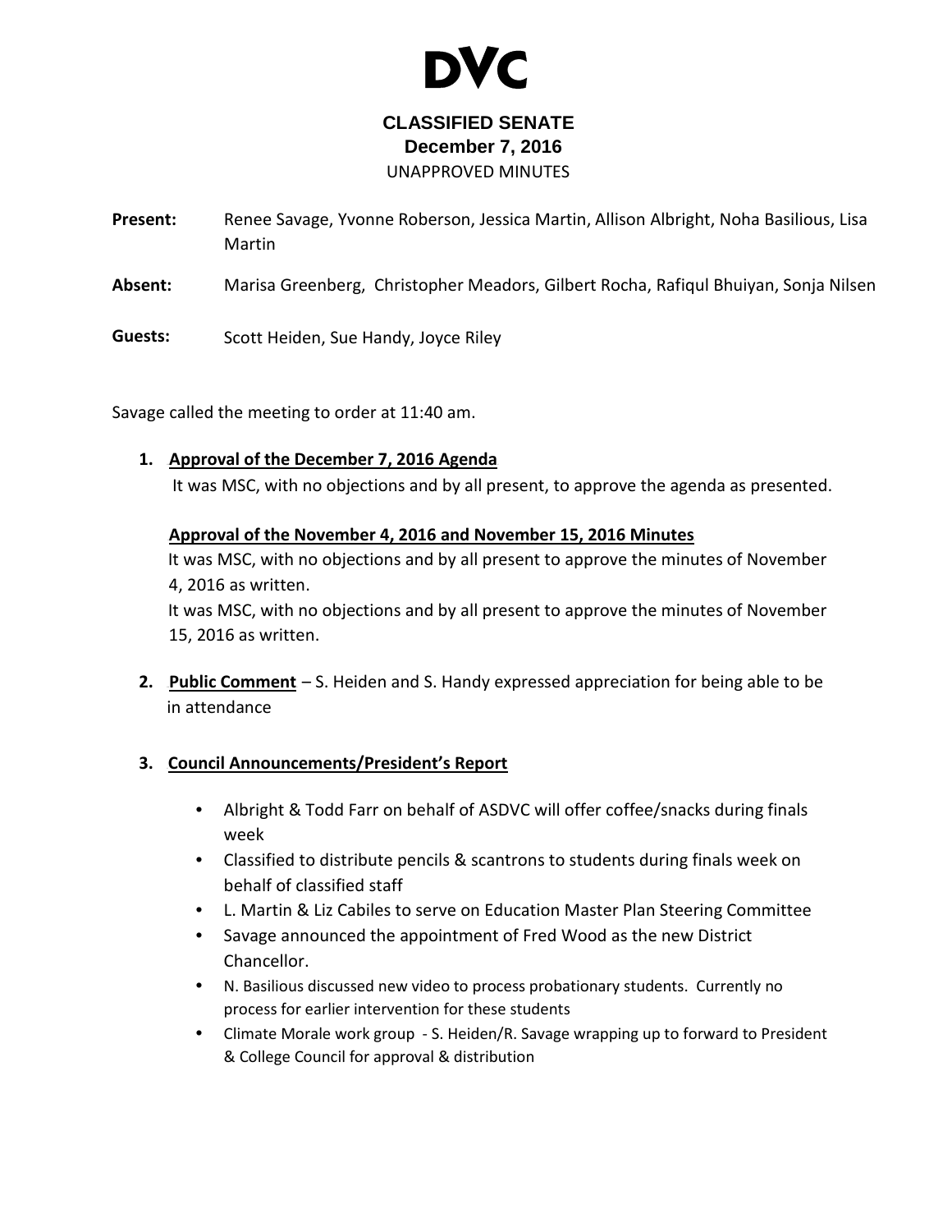# DVC

## CLASSIFIED SENATE

**December 7, 2016**

UNAPPROVED MINUTES

**Present:** Renee Savage, Yvonne Roberson, Jessica Martin, Allison Albright, Noha Basilious, Lisa Martin

**Absent:** Marisa Greenberg, Christopher Meadors, Gilbert Rocha, Rafiqul Bhuiyan, Sonja Nilsen

**Guests:** Scott Heiden, Sue Handy, Joyce Riley

Savage called the meeting to order at 11:40 am.

1. **Approval of the December 7, 2016 Agenda**

   It was MSC, with no objections and by all present, to approve the agenda as presented.

   **Approval of the November 4, 2016 and November 15, 2016 Minutes**

   It was MSC, with no objections and by all present to approve the minutes of November 4, 2016 as written.

   It was MSC, with no objections and by all present to approve the minutes of November 15, 2016 as written.

2. **Public Comment** – S. Heiden and S. Handy expressed appreciation for being able to be in attendance

3. **Council Announcements/President's Report**

   - Albright & Todd Farr on behalf of ASDVC will offer coffee/snacks during finals week
   - Classified to distribute pencils & scantrons to students during finals week on behalf of classified staff
   - L. Martin & Liz Cabiles to serve on Education Master Plan Steering Committee
   - Savage announced the appointment of Fred Wood as the new District Chancellor.
   - N. Basilious discussed new video to process probationary students. Currently no process for earlier intervention for these students
   - Climate Morale work group - S. Heiden/R. Savage wrapping up to forward to President & College Council for approval & distribution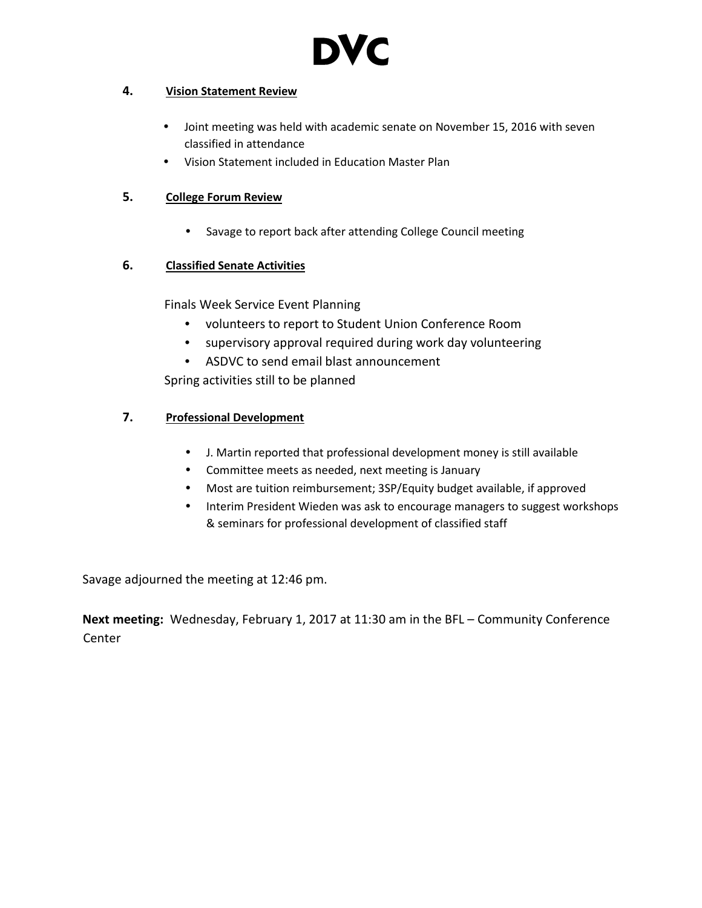# DVC

**4. Vision Statement Review**

- Joint meeting was held with academic senate on November 15, 2016 with seven classified in attendance
- Vision Statement included in Education Master Plan

**5. College Forum Review**

- Savage to report back after attending College Council meeting

**6. Classified Senate Activities**

Finals Week Service Event Planning

- volunteers to report to Student Union Conference Room
- supervisory approval required during work day volunteering
- ASDVC to send email blast announcement

Spring activities still to be planned

**7. Professional Development**

- J. Martin reported that professional development money is still available
- Committee meets as needed, next meeting is January
- Most are tuition reimbursement; 3SP/Equity budget available, if approved
- Interim President Wieden was ask to encourage managers to suggest workshops & seminars for professional development of classified staff

Savage adjourned the meeting at 12:46 pm.

**Next meeting:** Wednesday, February 1, 2017 at 11:30 am in the BFL – Community Conference Center